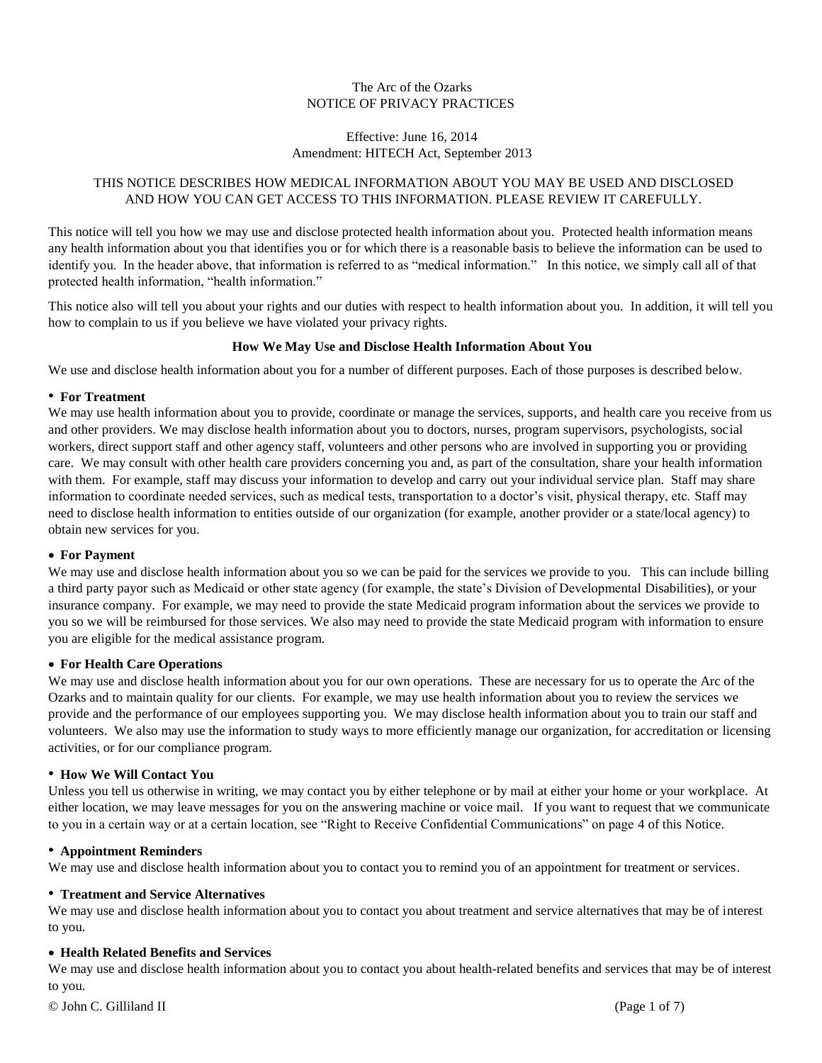# The Arc of the Ozarks
# NOTICE OF PRIVACY PRACTICES

Effective: June 16, 2014
Amendment: HITECH Act, September 2013

THIS NOTICE DESCRIBES HOW MEDICAL INFORMATION ABOUT YOU MAY BE USED AND DISCLOSED AND HOW YOU CAN GET ACCESS TO THIS INFORMATION. PLEASE REVIEW IT CAREFULLY.

This notice will tell you how we may use and disclose protected health information about you. Protected health information means any health information about you that identifies you or for which there is a reasonable basis to believe the information can be used to identify you. In the header above, that information is referred to as "medical information." In this notice, we simply call all of that protected health information, "health information."

This notice also will tell you about your rights and our duties with respect to health information about you. In addition, it will tell you how to complain to us if you believe we have violated your privacy rights.

## How We May Use and Disclose Health Information About You

We use and disclose health information about you for a number of different purposes. Each of those purposes is described below.

- **For Treatment**
We may use health information about you to provide, coordinate or manage the services, supports, and health care you receive from us and other providers. We may disclose health information about you to doctors, nurses, program supervisors, psychologists, social workers, direct support staff and other agency staff, volunteers and other persons who are involved in supporting you or providing care. We may consult with other health care providers concerning you and, as part of the consultation, share your health information with them. For example, staff may discuss your information to develop and carry out your individual service plan. Staff may share information to coordinate needed services, such as medical tests, transportation to a doctor's visit, physical therapy, etc. Staff may need to disclose health information to entities outside of our organization (for example, another provider or a state/local agency) to obtain new services for you.

- **For Payment**
We may use and disclose health information about you so we can be paid for the services we provide to you. This can include billing a third party payor such as Medicaid or other state agency (for example, the state's Division of Developmental Disabilities), or your insurance company. For example, we may need to provide the state Medicaid program information about the services we provide to you so we will be reimbursed for those services. We also may need to provide the state Medicaid program with information to ensure you are eligible for the medical assistance program.

- **For Health Care Operations**
We may use and disclose health information about you for our own operations. These are necessary for us to operate the Arc of the Ozarks and to maintain quality for our clients. For example, we may use health information about you to review the services we provide and the performance of our employees supporting you. We may disclose health information about you to train our staff and volunteers. We also may use the information to study ways to more efficiently manage our organization, for accreditation or licensing activities, or for our compliance program.

- **How We Will Contact You**
Unless you tell us otherwise in writing, we may contact you by either telephone or by mail at either your home or your workplace. At either location, we may leave messages for you on the answering machine or voice mail. If you want to request that we communicate to you in a certain way or at a certain location, see "Right to Receive Confidential Communications" on page 4 of this Notice.

- **Appointment Reminders**
We may use and disclose health information about you to contact you to remind you of an appointment for treatment or services.

- **Treatment and Service Alternatives**
We may use and disclose health information about you to contact you about treatment and service alternatives that may be of interest to you.

- **Health Related Benefits and Services**
We may use and disclose health information about you to contact you about health-related benefits and services that may be of interest to you.

© John C. Gilliland II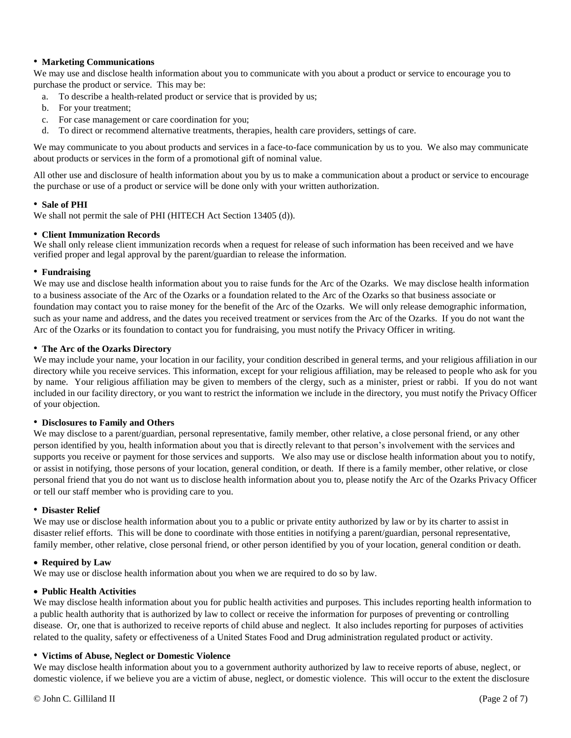- **Marketing Communications**

We may use and disclose health information about you to communicate with you about a product or service to encourage you to purchase the product or service. This may be:

a. To describe a health-related product or service that is provided by us;
b. For your treatment;
c. For case management or care coordination for you;
d. To direct or recommend alternative treatments, therapies, health care providers, settings of care.

We may communicate to you about products and services in a face-to-face communication by us to you. We also may communicate about products or services in the form of a promotional gift of nominal value.

All other use and disclosure of health information about you by us to make a communication about a product or service to encourage the purchase or use of a product or service will be done only with your written authorization.

- **Sale of PHI**

We shall not permit the sale of PHI (HITECH Act Section 13405 (d)).

- **Client Immunization Records**

We shall only release client immunization records when a request for release of such information has been received and we have verified proper and legal approval by the parent/guardian to release the information.

- **Fundraising**

We may use and disclose health information about you to raise funds for the Arc of the Ozarks. We may disclose health information to a business associate of the Arc of the Ozarks or a foundation related to the Arc of the Ozarks so that business associate or foundation may contact you to raise money for the benefit of the Arc of the Ozarks. We will only release demographic information, such as your name and address, and the dates you received treatment or services from the Arc of the Ozarks. If you do not want the Arc of the Ozarks or its foundation to contact you for fundraising, you must notify the Privacy Officer in writing.

- **The Arc of the Ozarks Directory**

We may include your name, your location in our facility, your condition described in general terms, and your religious affiliation in our directory while you receive services. This information, except for your religious affiliation, may be released to people who ask for you by name. Your religious affiliation may be given to members of the clergy, such as a minister, priest or rabbi. If you do not want included in our facility directory, or you want to restrict the information we include in the directory, you must notify the Privacy Officer of your objection.

- **Disclosures to Family and Others**

We may disclose to a parent/guardian, personal representative, family member, other relative, a close personal friend, or any other person identified by you, health information about you that is directly relevant to that person's involvement with the services and supports you receive or payment for those services and supports. We also may use or disclose health information about you to notify, or assist in notifying, those persons of your location, general condition, or death. If there is a family member, other relative, or close personal friend that you do not want us to disclose health information about you to, please notify the Arc of the Ozarks Privacy Officer or tell our staff member who is providing care to you.

- **Disaster Relief**

We may use or disclose health information about you to a public or private entity authorized by law or by its charter to assist in disaster relief efforts. This will be done to coordinate with those entities in notifying a parent/guardian, personal representative, family member, other relative, close personal friend, or other person identified by you of your location, general condition or death.

- **Required by Law**

We may use or disclose health information about you when we are required to do so by law.

- **Public Health Activities**

We may disclose health information about you for public health activities and purposes. This includes reporting health information to a public health authority that is authorized by law to collect or receive the information for purposes of preventing or controlling disease. Or, one that is authorized to receive reports of child abuse and neglect. It also includes reporting for purposes of activities related to the quality, safety or effectiveness of a United States Food and Drug administration regulated product or activity.

- **Victims of Abuse, Neglect or Domestic Violence**

We may disclose health information about you to a government authority authorized by law to receive reports of abuse, neglect, or domestic violence, if we believe you are a victim of abuse, neglect, or domestic violence. This will occur to the extent the disclosure

© John C. Gilliland II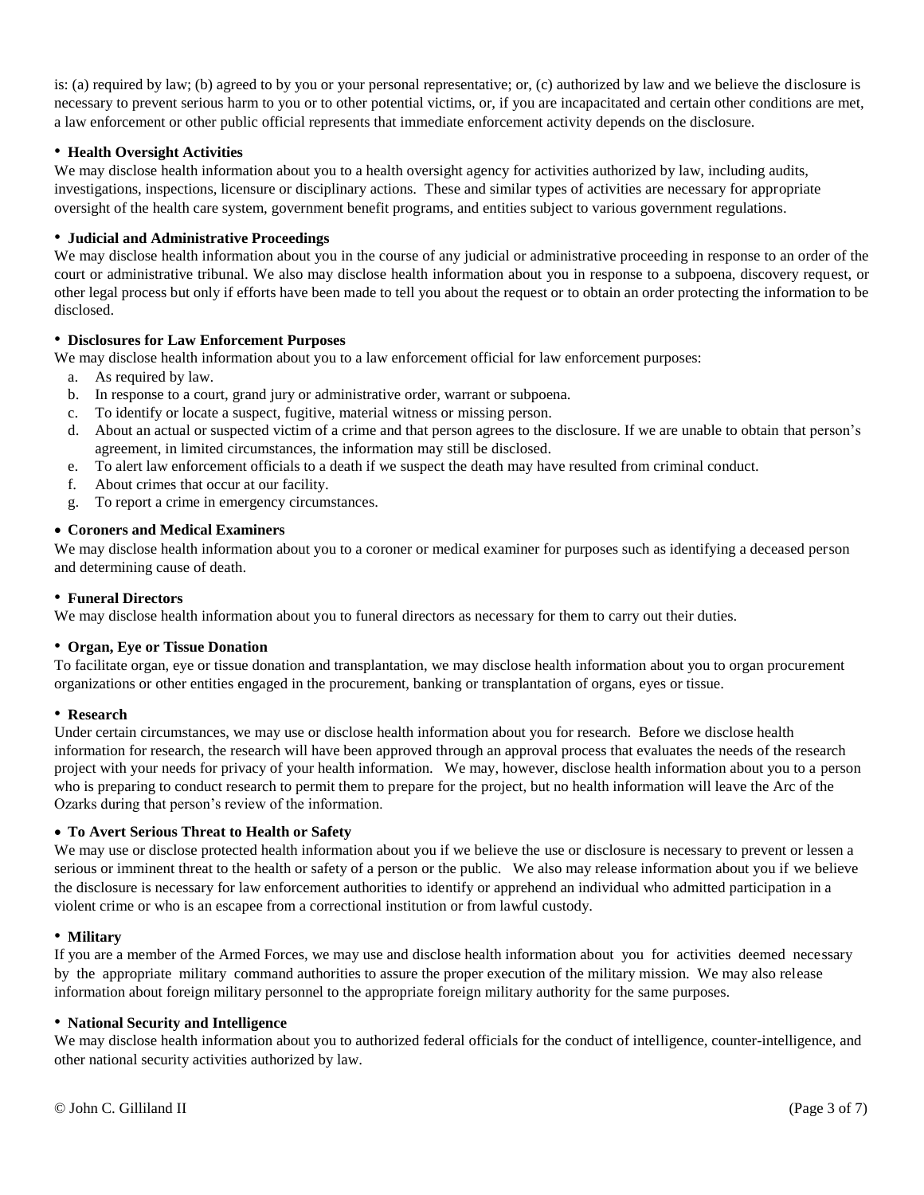is: (a) required by law; (b) agreed to by you or your personal representative; or, (c) authorized by law and we believe the disclosure is necessary to prevent serious harm to you or to other potential victims, or, if you are incapacitated and certain other conditions are met, a law enforcement or other public official represents that immediate enforcement activity depends on the disclosure.

- **Health Oversight Activities**

We may disclose health information about you to a health oversight agency for activities authorized by law, including audits, investigations, inspections, licensure or disciplinary actions. These and similar types of activities are necessary for appropriate oversight of the health care system, government benefit programs, and entities subject to various government regulations.

- **Judicial and Administrative Proceedings**

We may disclose health information about you in the course of any judicial or administrative proceeding in response to an order of the court or administrative tribunal. We also may disclose health information about you in response to a subpoena, discovery request, or other legal process but only if efforts have been made to tell you about the request or to obtain an order protecting the information to be disclosed.

- **Disclosures for Law Enforcement Purposes**

We may disclose health information about you to a law enforcement official for law enforcement purposes:

a. As required by law.
b. In response to a court, grand jury or administrative order, warrant or subpoena.
c. To identify or locate a suspect, fugitive, material witness or missing person.
d. About an actual or suspected victim of a crime and that person agrees to the disclosure. If we are unable to obtain that person's agreement, in limited circumstances, the information may still be disclosed.
e. To alert law enforcement officials to a death if we suspect the death may have resulted from criminal conduct.
f. About crimes that occur at our facility.
g. To report a crime in emergency circumstances.

- **Coroners and Medical Examiners**

We may disclose health information about you to a coroner or medical examiner for purposes such as identifying a deceased person and determining cause of death.

- **Funeral Directors**

We may disclose health information about you to funeral directors as necessary for them to carry out their duties.

- **Organ, Eye or Tissue Donation**

To facilitate organ, eye or tissue donation and transplantation, we may disclose health information about you to organ procurement organizations or other entities engaged in the procurement, banking or transplantation of organs, eyes or tissue.

- **Research**

Under certain circumstances, we may use or disclose health information about you for research. Before we disclose health information for research, the research will have been approved through an approval process that evaluates the needs of the research project with your needs for privacy of your health information. We may, however, disclose health information about you to a person who is preparing to conduct research to permit them to prepare for the project, but no health information will leave the Arc of the Ozarks during that person's review of the information.

- **To Avert Serious Threat to Health or Safety**

We may use or disclose protected health information about you if we believe the use or disclosure is necessary to prevent or lessen a serious or imminent threat to the health or safety of a person or the public. We also may release information about you if we believe the disclosure is necessary for law enforcement authorities to identify or apprehend an individual who admitted participation in a violent crime or who is an escapee from a correctional institution or from lawful custody.

- **Military**

If you are a member of the Armed Forces, we may use and disclose health information about you for activities deemed necessary by the appropriate military command authorities to assure the proper execution of the military mission. We may also release information about foreign military personnel to the appropriate foreign military authority for the same purposes.

- **National Security and Intelligence**

We may disclose health information about you to authorized federal officials for the conduct of intelligence, counter-intelligence, and other national security activities authorized by law.

© John C. Gilliland II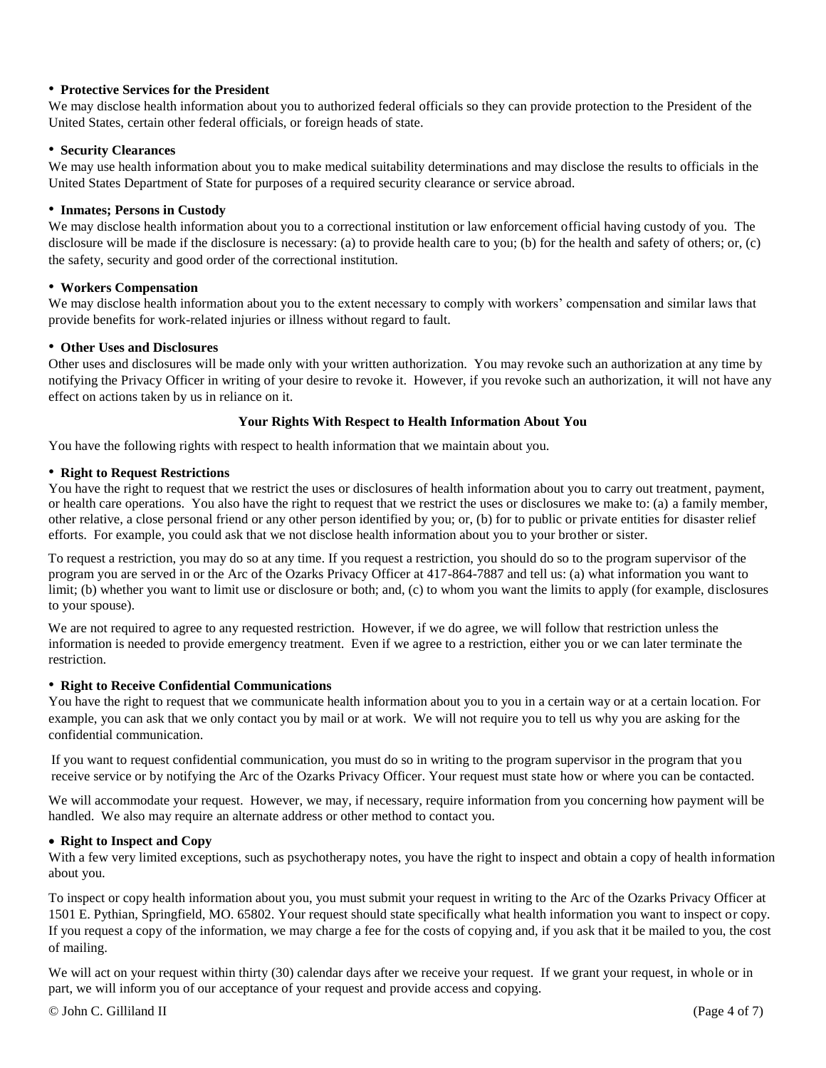- **Protective Services for the President**

We may disclose health information about you to authorized federal officials so they can provide protection to the President of the United States, certain other federal officials, or foreign heads of state.

- **Security Clearances**

We may use health information about you to make medical suitability determinations and may disclose the results to officials in the United States Department of State for purposes of a required security clearance or service abroad.

- **Inmates; Persons in Custody**

We may disclose health information about you to a correctional institution or law enforcement official having custody of you. The disclosure will be made if the disclosure is necessary: (a) to provide health care to you; (b) for the health and safety of others; or, (c) the safety, security and good order of the correctional institution.

- **Workers Compensation**

We may disclose health information about you to the extent necessary to comply with workers' compensation and similar laws that provide benefits for work-related injuries or illness without regard to fault.

- **Other Uses and Disclosures**

Other uses and disclosures will be made only with your written authorization. You may revoke such an authorization at any time by notifying the Privacy Officer in writing of your desire to revoke it. However, if you revoke such an authorization, it will not have any effect on actions taken by us in reliance on it.

**Your Rights With Respect to Health Information About You**

You have the following rights with respect to health information that we maintain about you.

- **Right to Request Restrictions**

You have the right to request that we restrict the uses or disclosures of health information about you to carry out treatment, payment, or health care operations. You also have the right to request that we restrict the uses or disclosures we make to: (a) a family member, other relative, a close personal friend or any other person identified by you; or, (b) for to public or private entities for disaster relief efforts. For example, you could ask that we not disclose health information about you to your brother or sister.

To request a restriction, you may do so at any time. If you request a restriction, you should do so to the program supervisor of the program you are served in or the Arc of the Ozarks Privacy Officer at 417-864-7887 and tell us: (a) what information you want to limit; (b) whether you want to limit use or disclosure or both; and, (c) to whom you want the limits to apply (for example, disclosures to your spouse).

We are not required to agree to any requested restriction. However, if we do agree, we will follow that restriction unless the information is needed to provide emergency treatment. Even if we agree to a restriction, either you or we can later terminate the restriction.

- **Right to Receive Confidential Communications**

You have the right to request that we communicate health information about you to you in a certain way or at a certain location. For example, you can ask that we only contact you by mail or at work. We will not require you to tell us why you are asking for the confidential communication.

If you want to request confidential communication, you must do so in writing to the program supervisor in the program that you receive service or by notifying the Arc of the Ozarks Privacy Officer. Your request must state how or where you can be contacted.

We will accommodate your request. However, we may, if necessary, require information from you concerning how payment will be handled. We also may require an alternate address or other method to contact you.

- **Right to Inspect and Copy**

With a few very limited exceptions, such as psychotherapy notes, you have the right to inspect and obtain a copy of health information about you.

To inspect or copy health information about you, you must submit your request in writing to the Arc of the Ozarks Privacy Officer at 1501 E. Pythian, Springfield, MO. 65802. Your request should state specifically what health information you want to inspect or copy. If you request a copy of the information, we may charge a fee for the costs of copying and, if you ask that it be mailed to you, the cost of mailing.

We will act on your request within thirty (30) calendar days after we receive your request. If we grant your request, in whole or in part, we will inform you of our acceptance of your request and provide access and copying.

© John C. Gilliland II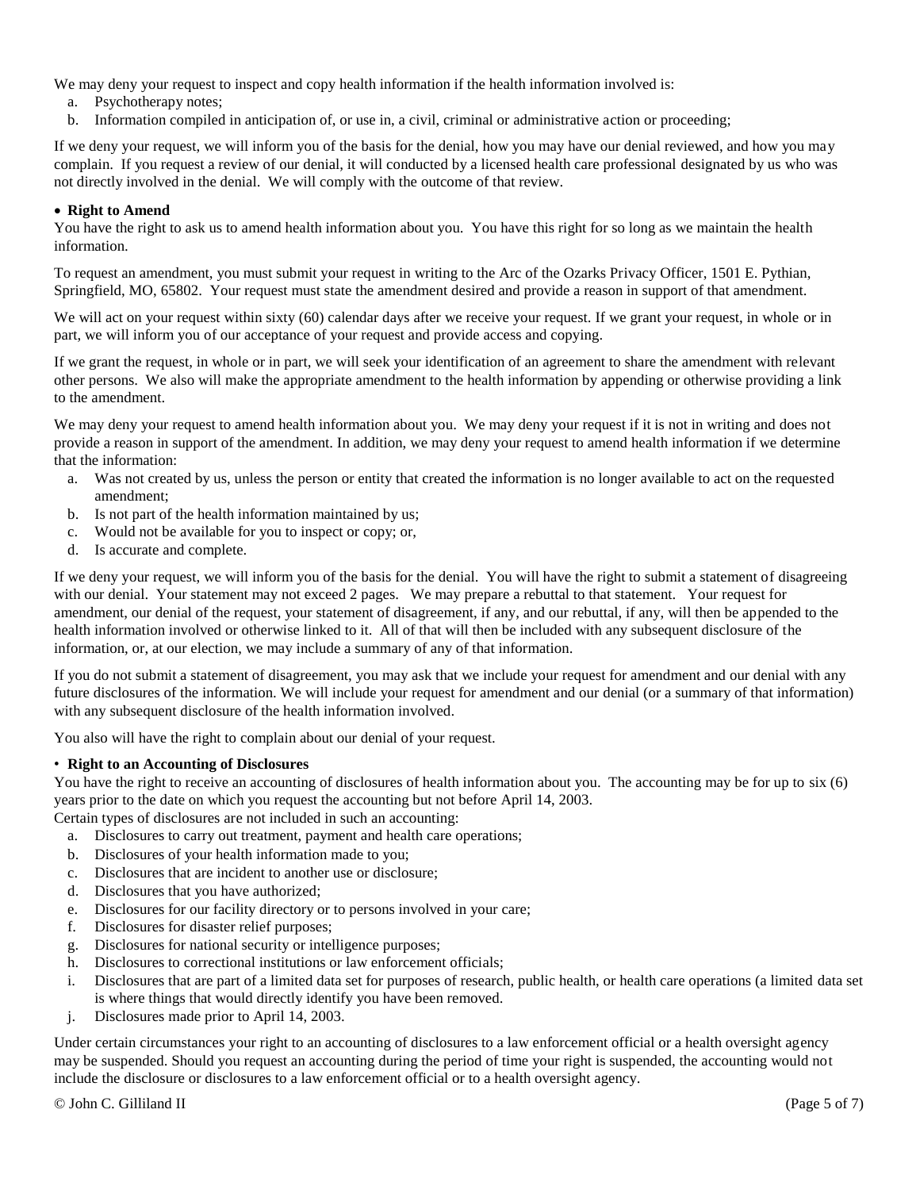We may deny your request to inspect and copy health information if the health information involved is:

a. Psychotherapy notes;
b. Information compiled in anticipation of, or use in, a civil, criminal or administrative action or proceeding;

If we deny your request, we will inform you of the basis for the denial, how you may have our denial reviewed, and how you may complain. If you request a review of our denial, it will conducted by a licensed health care professional designated by us who was not directly involved in the denial. We will comply with the outcome of that review.

- **Right to Amend**

You have the right to ask us to amend health information about you. You have this right for so long as we maintain the health information.

To request an amendment, you must submit your request in writing to the Arc of the Ozarks Privacy Officer, 1501 E. Pythian, Springfield, MO, 65802. Your request must state the amendment desired and provide a reason in support of that amendment.

We will act on your request within sixty (60) calendar days after we receive your request. If we grant your request, in whole or in part, we will inform you of our acceptance of your request and provide access and copying.

If we grant the request, in whole or in part, we will seek your identification of an agreement to share the amendment with relevant other persons. We also will make the appropriate amendment to the health information by appending or otherwise providing a link to the amendment.

We may deny your request to amend health information about you. We may deny your request if it is not in writing and does not provide a reason in support of the amendment. In addition, we may deny your request to amend health information if we determine that the information:

a. Was not created by us, unless the person or entity that created the information is no longer available to act on the requested amendment;
b. Is not part of the health information maintained by us;
c. Would not be available for you to inspect or copy; or,
d. Is accurate and complete.

If we deny your request, we will inform you of the basis for the denial. You will have the right to submit a statement of disagreeing with our denial. Your statement may not exceed 2 pages. We may prepare a rebuttal to that statement. Your request for amendment, our denial of the request, your statement of disagreement, if any, and our rebuttal, if any, will then be appended to the health information involved or otherwise linked to it. All of that will then be included with any subsequent disclosure of the information, or, at our election, we may include a summary of any of that information.

If you do not submit a statement of disagreement, you may ask that we include your request for amendment and our denial with any future disclosures of the information. We will include your request for amendment and our denial (or a summary of that information) with any subsequent disclosure of the health information involved.

You also will have the right to complain about our denial of your request.

- **Right to an Accounting of Disclosures**

You have the right to receive an accounting of disclosures of health information about you. The accounting may be for up to six (6) years prior to the date on which you request the accounting but not before April 14, 2003.
Certain types of disclosures are not included in such an accounting:

a. Disclosures to carry out treatment, payment and health care operations;
b. Disclosures of your health information made to you;
c. Disclosures that are incident to another use or disclosure;
d. Disclosures that you have authorized;
e. Disclosures for our facility directory or to persons involved in your care;
f. Disclosures for disaster relief purposes;
g. Disclosures for national security or intelligence purposes;
h. Disclosures to correctional institutions or law enforcement officials;
i. Disclosures that are part of a limited data set for purposes of research, public health, or health care operations (a limited data set is where things that would directly identify you have been removed.
j. Disclosures made prior to April 14, 2003.

Under certain circumstances your right to an accounting of disclosures to a law enforcement official or a health oversight agency may be suspended. Should you request an accounting during the period of time your right is suspended, the accounting would not include the disclosure or disclosures to a law enforcement official or to a health oversight agency.

© John C. Gilliland II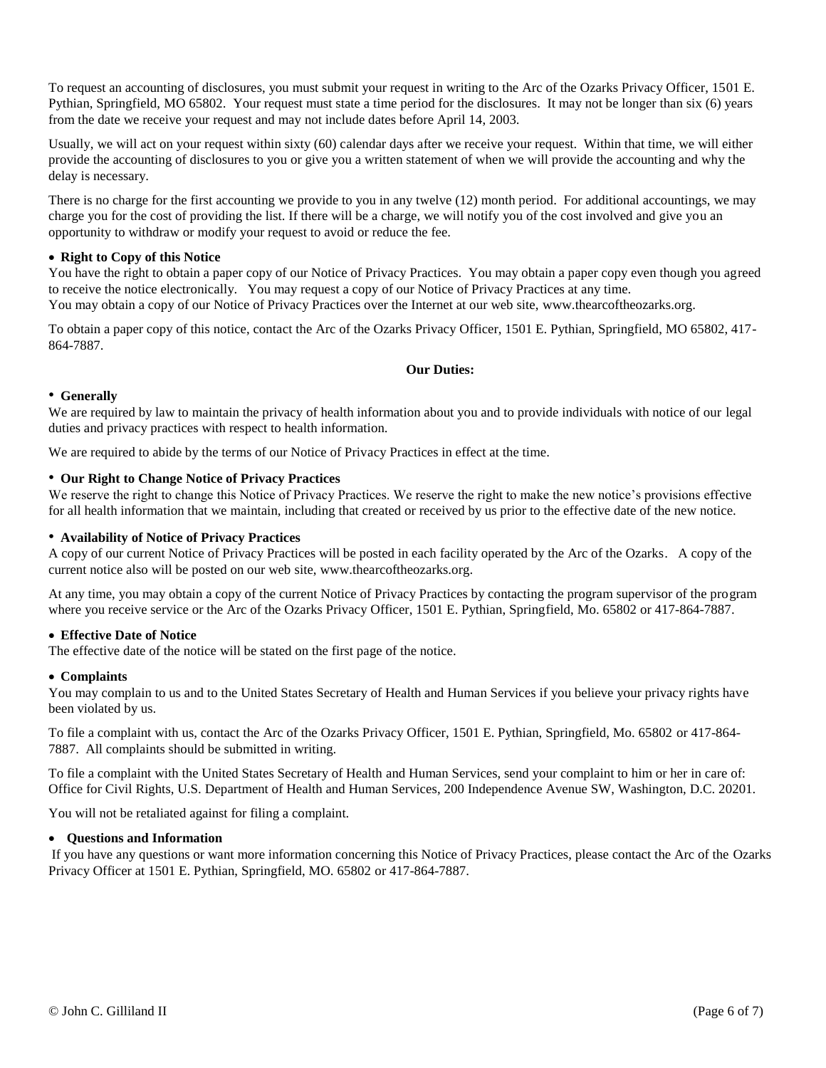To request an accounting of disclosures, you must submit your request in writing to the Arc of the Ozarks Privacy Officer, 1501 E. Pythian, Springfield, MO 65802. Your request must state a time period for the disclosures. It may not be longer than six (6) years from the date we receive your request and may not include dates before April 14, 2003.

Usually, we will act on your request within sixty (60) calendar days after we receive your request. Within that time, we will either provide the accounting of disclosures to you or give you a written statement of when we will provide the accounting and why the delay is necessary.

There is no charge for the first accounting we provide to you in any twelve (12) month period. For additional accountings, we may charge you for the cost of providing the list. If there will be a charge, we will notify you of the cost involved and give you an opportunity to withdraw or modify your request to avoid or reduce the fee.

- **Right to Copy of this Notice**

You have the right to obtain a paper copy of our Notice of Privacy Practices. You may obtain a paper copy even though you agreed to receive the notice electronically. You may request a copy of our Notice of Privacy Practices at any time.
You may obtain a copy of our Notice of Privacy Practices over the Internet at our web site, www.thearcoftheozarks.org.

To obtain a paper copy of this notice, contact the Arc of the Ozarks Privacy Officer, 1501 E. Pythian, Springfield, MO 65802, 417-864-7887.

**Our Duties:**

- **Generally**

We are required by law to maintain the privacy of health information about you and to provide individuals with notice of our legal duties and privacy practices with respect to health information.

We are required to abide by the terms of our Notice of Privacy Practices in effect at the time.

- **Our Right to Change Notice of Privacy Practices**

We reserve the right to change this Notice of Privacy Practices. We reserve the right to make the new notice's provisions effective for all health information that we maintain, including that created or received by us prior to the effective date of the new notice.

- **Availability of Notice of Privacy Practices**

A copy of our current Notice of Privacy Practices will be posted in each facility operated by the Arc of the Ozarks. A copy of the current notice also will be posted on our web site, www.thearcoftheozarks.org.

At any time, you may obtain a copy of the current Notice of Privacy Practices by contacting the program supervisor of the program where you receive service or the Arc of the Ozarks Privacy Officer, 1501 E. Pythian, Springfield, Mo. 65802 or 417-864-7887.

- **Effective Date of Notice**

The effective date of the notice will be stated on the first page of the notice.

- **Complaints**

You may complain to us and to the United States Secretary of Health and Human Services if you believe your privacy rights have been violated by us.

To file a complaint with us, contact the Arc of the Ozarks Privacy Officer, 1501 E. Pythian, Springfield, Mo. 65802 or 417-864-7887. All complaints should be submitted in writing.

To file a complaint with the United States Secretary of Health and Human Services, send your complaint to him or her in care of: Office for Civil Rights, U.S. Department of Health and Human Services, 200 Independence Avenue SW, Washington, D.C. 20201.

You will not be retaliated against for filing a complaint.

- **Questions and Information**

If you have any questions or want more information concerning this Notice of Privacy Practices, please contact the Arc of the Ozarks Privacy Officer at 1501 E. Pythian, Springfield, MO. 65802 or 417-864-7887.

© John C. Gilliland II